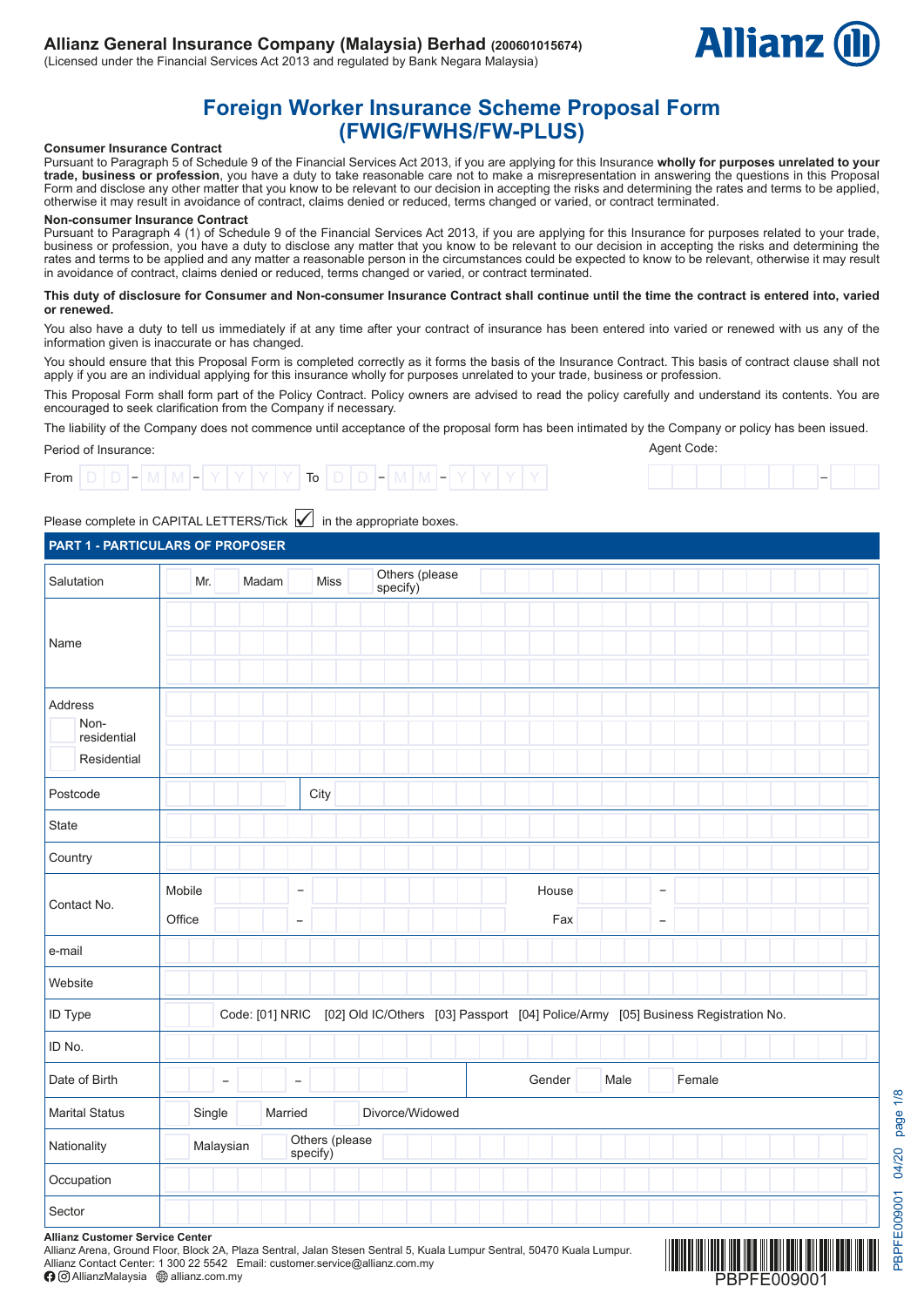**Allianz General Insurance Company (Malaysia) Berhad** (200601015674)
(Licensed under the Financial Services Act 2013 and regulated by Bank Negara Malaysia)

Allianz

# Foreign Worker Insurance Scheme Proposal Form (FWIG/FWHS/FW-PLUS)

**Consumer Insurance Contract**

Pursuant to Paragraph 5 of Schedule 9 of the Financial Services Act 2013, if you are applying for this Insurance **wholly for purposes unrelated to your trade, business or profession**, you have a duty to take reasonable care not to make a misrepresentation in answering the questions in this Proposal Form and disclose any other matter that you know to be relevant to our decision in accepting the risks and determining the rates and terms to be applied, otherwise it may result in avoidance of contract, claims denied or reduced, terms changed or varied, or contract terminated.

**Non-consumer Insurance Contract**

Pursuant to Paragraph 4 (1) of Schedule 9 of the Financial Services Act 2013, if you are applying for this Insurance for purposes related to your trade, business or profession, you have a duty to disclose any matter that you know to be relevant to our decision in accepting the risks and determining the rates and terms to be applied and any matter a reasonable person in the circumstances could be expected to know to be relevant, otherwise it may result in avoidance of contract, claims denied or reduced, terms changed or varied, or contract terminated.

**This duty of disclosure for Consumer and Non-consumer Insurance Contract shall continue until the time the contract is entered into, varied or renewed.**

You also have a duty to tell us immediately if at any time after your contract of insurance has been entered into varied or renewed with us any of the information given is inaccurate or has changed.

You should ensure that this Proposal Form is completed correctly as it forms the basis of the Insurance Contract. This basis of contract clause shall not apply if you are an individual applying for this insurance wholly for purposes unrelated to your trade, business or profession.

This Proposal Form shall form part of the Policy Contract. Policy owners are advised to read the policy carefully and understand its contents. You are encouraged to seek clarification from the Company if necessary.

The liability of the Company does not commence until acceptance of the proposal form has been intimated by the Company or policy has been issued.

Period of Insurance: From DD – MM – YYYY To DD – MM – YYYY

Agent Code: ________ – __

Please complete in CAPITAL LETTERS/Tick ☑ in the appropriate boxes.

## PART 1 - PARTICULARS OF PROPOSER

| | |
|---|---|
| Salutation | ☐ Mr. ☐ Madam ☐ Miss ☐ Others (please specify) |
| Name | |
| Address ☐ Non-residential ☐ Residential | |
| Postcode | City |
| State | |
| Country | |
| Contact No. | Mobile – House – <br> Office – Fax – |
| e-mail | |
| Website | |
| ID Type | ☐ Code: [01] NRIC [02] Old IC/Others [03] Passport [04] Police/Army [05] Business Registration No. |
| ID No. | |
| Date of Birth | – – Gender ☐ Male ☐ Female |
| Marital Status | ☐ Single ☐ Married ☐ Divorce/Widowed |
| Nationality | ☐ Malaysian ☐ Others (please specify) |
| Occupation | |
| Sector | |

**Allianz Customer Service Center**
Allianz Arena, Ground Floor, Block 2A, Plaza Sentral, Jalan Stesen Sentral 5, Kuala Lumpur Sentral, 50470 Kuala Lumpur.
Allianz Contact Center: 1 300 22 5542 Email: customer.service@allianz.com.my
AllianzMalaysia allianz.com.my

PBPFE009001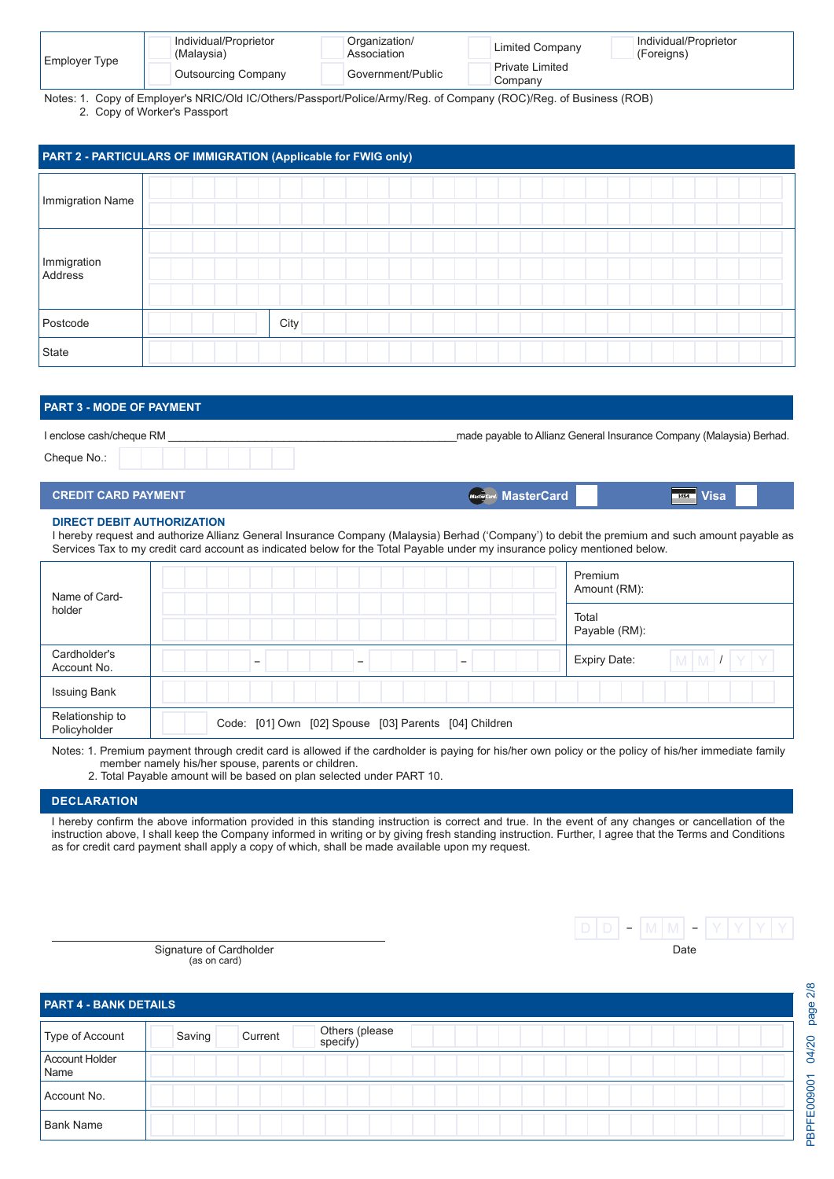| Employer Type | ☐ Individual/Proprietor (Malaysia) | ☐ Organization/ Association | ☐ Limited Company | ☐ Individual/Proprietor (Foreigns) |
|---|---|---|---|---|
| | ☐ Outsourcing Company | ☐ Government/Public | ☐ Private Limited Company | |

Notes: 1. Copy of Employer's NRIC/Old IC/Others/Passport/Police/Army/Reg. of Company (ROC)/Reg. of Business (ROB)
2. Copy of Worker's Passport

## PART 2 - PARTICULARS OF IMMIGRATION (Applicable for FWIG only)

| | |
|---|---|
| Immigration Name | |
| Immigration Address | |
| Postcode | City |
| State | |

## PART 3 - MODE OF PAYMENT

I enclose cash/cheque RM ______________________ made payable to Allianz General Insurance Company (Malaysia) Berhad.

Cheque No.:

### CREDIT CARD PAYMENT

MasterCard ☐ Visa ☐

**DIRECT DEBIT AUTHORIZATION**

I hereby request and authorize Allianz General Insurance Company (Malaysia) Berhad ('Company') to debit the premium and such amount payable as Services Tax to my credit card account as indicated below for the Total Payable under my insurance policy mentioned below.

| | | |
|---|---|---|
| Name of Card-holder | | Premium Amount (RM): |
| | | Total Payable (RM): |
| Cardholder's Account No. | – – – | Expiry Date: MM / YY |
| Issuing Bank | | |
| Relationship to Policyholder | Code: [01] Own [02] Spouse [03] Parents [04] Children | |

Notes: 1. Premium payment through credit card is allowed if the cardholder is paying for his/her own policy or the policy of his/her immediate family member namely his/her spouse, parents or children.
2. Total Payable amount will be based on plan selected under PART 10.

### DECLARATION

I hereby confirm the above information provided in this standing instruction is correct and true. In the event of any changes or cancellation of the instruction above, I shall keep the Company informed in writing or by giving fresh standing instruction. Further, I agree that the Terms and Conditions as for credit card payment shall apply a copy of which, shall be made available upon my request.

Signature of Cardholder (as on card) ______________________

Date DD - MM - YYYY

## PART 4 - BANK DETAILS

| | |
|---|---|
| Type of Account | ☐ Saving ☐ Current ☐ Others (please specify) |
| Account Holder Name | |
| Account No. | |
| Bank Name | |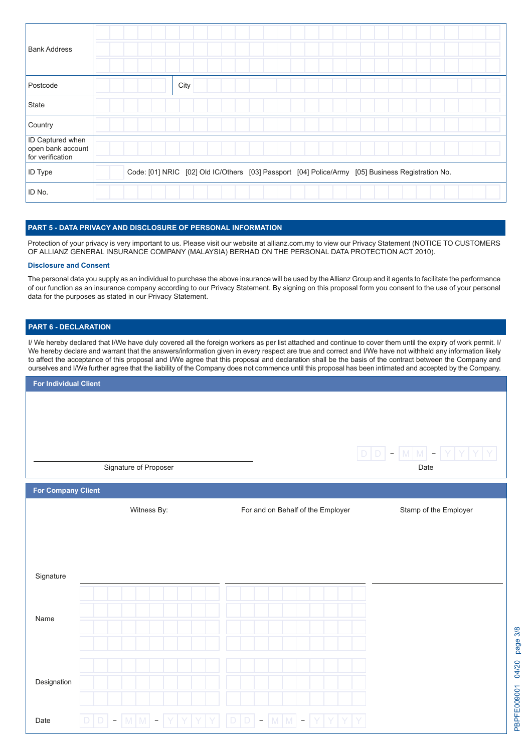| Bank Address | |
|---|---|
| Postcode | City |
| State | |
| Country | |
| ID Captured when open bank account for verification | |
| ID Type | Code: [01] NRIC [02] Old IC/Others [03] Passport [04] Police/Army [05] Business Registration No. |
| ID No. | |

## PART 5 - DATA PRIVACY AND DISCLOSURE OF PERSONAL INFORMATION

Protection of your privacy is very important to us. Please visit our website at allianz.com.my to view our Privacy Statement (NOTICE TO CUSTOMERS OF ALLIANZ GENERAL INSURANCE COMPANY (MALAYSIA) BERHAD ON THE PERSONAL DATA PROTECTION ACT 2010).

### Disclosure and Consent

The personal data you supply as an individual to purchase the above insurance will be used by the Allianz Group and it agents to facilitate the performance of our function as an insurance company according to our Privacy Statement. By signing on this proposal form you consent to the use of your personal data for the purposes as stated in our Privacy Statement.

## PART 6 - DECLARATION

I/ We hereby declared that I/We have duly covered all the foreign workers as per list attached and continue to cover them until the expiry of work permit. I/ We hereby declare and warrant that the answers/information given in every respect are true and correct and I/We have not withheld any information likely to affect the acceptance of this proposal and I/We agree that this proposal and declaration shall be the basis of the contract between the Company and ourselves and I/We further agree that the liability of the Company does not commence until this proposal has been intimated and accepted by the Company.

### For Individual Client

Signature of Proposer

Date: DD - MM - YYYY

### For Company Client

| | Witness By: | For and on Behalf of the Employer | Stamp of the Employer |
|---|---|---|---|
| Signature | | | |
| Name | | | |
| Designation | | | |
| Date | DD - MM - YYYY | DD - MM - YYYY | |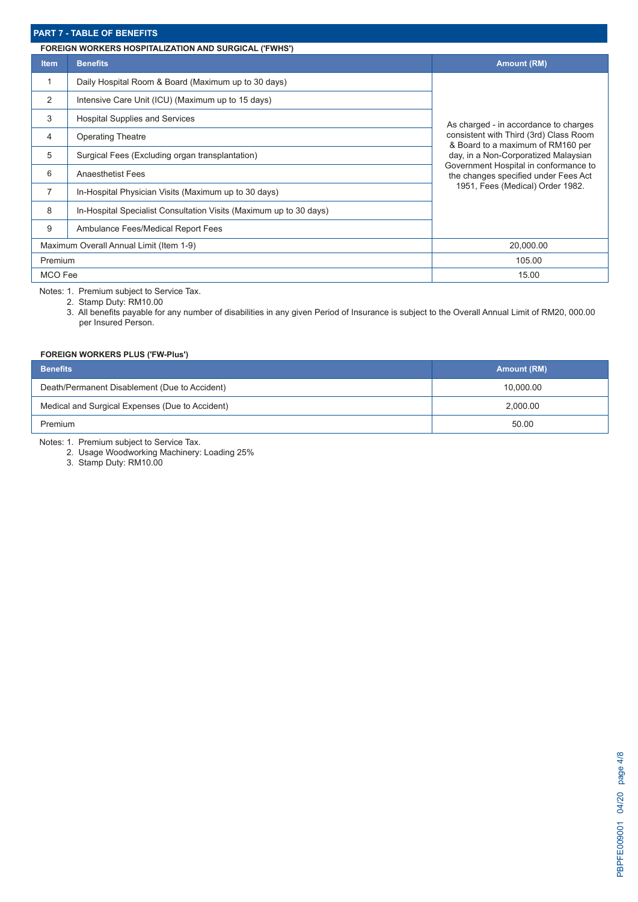## PART 7 - TABLE OF BENEFITS

### FOREIGN WORKERS HOSPITALIZATION AND SURGICAL ('FWHS')

| Item | Benefits | Amount (RM) |
|---|---|---|
| 1 | Daily Hospital Room & Board (Maximum up to 30 days) | As charged - in accordance to charges consistent with Third (3rd) Class Room & Board to a maximum of RM160 per day, in a Non-Corporatized Malaysian Government Hospital in conformance to the changes specified under Fees Act 1951, Fees (Medical) Order 1982. |
| 2 | Intensive Care Unit (ICU) (Maximum up to 15 days) | |
| 3 | Hospital Supplies and Services | |
| 4 | Operating Theatre | |
| 5 | Surgical Fees (Excluding organ transplantation) | |
| 6 | Anaesthetist Fees | |
| 7 | In-Hospital Physician Visits (Maximum up to 30 days) | |
| 8 | In-Hospital Specialist Consultation Visits (Maximum up to 30 days) | |
| 9 | Ambulance Fees/Medical Report Fees | |
| Maximum Overall Annual Limit (Item 1-9) | | 20,000.00 |
| Premium | | 105.00 |
| MCO Fee | | 15.00 |

Notes:
1. Premium subject to Service Tax.
2. Stamp Duty: RM10.00
3. All benefits payable for any number of disabilities in any given Period of Insurance is subject to the Overall Annual Limit of RM20, 000.00 per Insured Person.

### FOREIGN WORKERS PLUS ('FW-Plus')

| Benefits | Amount (RM) |
|---|---|
| Death/Permanent Disablement (Due to Accident) | 10,000.00 |
| Medical and Surgical Expenses (Due to Accident) | 2,000.00 |
| Premium | 50.00 |

Notes:
1. Premium subject to Service Tax.
2. Usage Woodworking Machinery: Loading 25%
3. Stamp Duty: RM10.00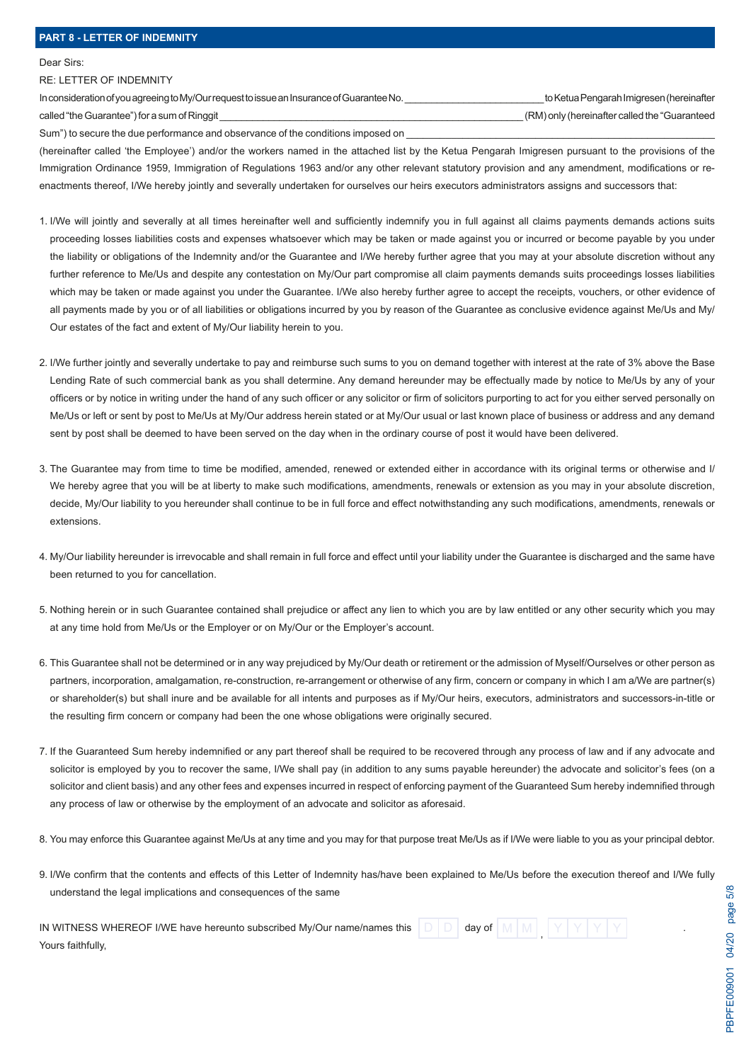## PART 8 - LETTER OF INDEMNITY

Dear Sirs:

RE: LETTER OF INDEMNITY

In consideration of you agreeing to My/Our request to issue an Insurance of Guarantee No. \_\_\_\_\_\_\_\_\_\_\_\_\_\_\_\_\_\_\_\_\_\_\_\_\_\_ to Ketua Pengarah Imigresen (hereinafter called "the Guarantee") for a sum of Ringgit \_\_\_\_\_\_\_\_\_\_\_\_\_\_\_\_\_\_\_\_\_\_\_\_\_\_\_\_\_\_\_\_\_\_\_\_\_\_\_\_\_\_\_\_\_\_\_\_\_\_\_\_\_\_ (RM) only (hereinafter called the "Guaranteed Sum") to secure the due performance and observance of the conditions imposed on \_\_\_\_\_\_\_\_\_\_\_\_\_\_\_\_\_\_\_\_\_\_\_\_\_\_\_\_\_\_\_\_\_\_\_\_\_\_\_\_\_\_\_\_\_\_\_\_\_\_\_\_\_\_ (hereinafter called 'the Employee') and/or the workers named in the attached list by the Ketua Pengarah Imigresen pursuant to the provisions of the Immigration Ordinance 1959, Immigration of Regulations 1963 and/or any other relevant statutory provision and any amendment, modifications or re-enactments thereof, I/We hereby jointly and severally undertaken for ourselves our heirs executors administrators assigns and successors that:

1. I/We will jointly and severally at all times hereinafter well and sufficiently indemnify you in full against all claims payments demands actions suits proceeding losses liabilities costs and expenses whatsoever which may be taken or made against you or incurred or become payable by you under the liability or obligations of the Indemnity and/or the Guarantee and I/We hereby further agree that you may at your absolute discretion without any further reference to Me/Us and despite any contestation on My/Our part compromise all claim payments demands suits proceedings losses liabilities which may be taken or made against you under the Guarantee. I/We also hereby further agree to accept the receipts, vouchers, or other evidence of all payments made by you or of all liabilities or obligations incurred by you by reason of the Guarantee as conclusive evidence against Me/Us and My/Our estates of the fact and extent of My/Our liability herein to you.

2. I/We further jointly and severally undertake to pay and reimburse such sums to you on demand together with interest at the rate of 3% above the Base Lending Rate of such commercial bank as you shall determine. Any demand hereunder may be effectually made by notice to Me/Us by any of your officers or by notice in writing under the hand of any such officer or any solicitor or firm of solicitors purporting to act for you either served personally on Me/Us or left or sent by post to Me/Us at My/Our address herein stated or at My/Our usual or last known place of business or address and any demand sent by post shall be deemed to have been served on the day when in the ordinary course of post it would have been delivered.

3. The Guarantee may from time to time be modified, amended, renewed or extended either in accordance with its original terms or otherwise and I/We hereby agree that you will be at liberty to make such modifications, amendments, renewals or extension as you may in your absolute discretion, decide, My/Our liability to you hereunder shall continue to be in full force and effect notwithstanding any such modifications, amendments, renewals or extensions.

4. My/Our liability hereunder is irrevocable and shall remain in full force and effect until your liability under the Guarantee is discharged and the same have been returned to you for cancellation.

5. Nothing herein or in such Guarantee contained shall prejudice or affect any lien to which you are by law entitled or any other security which you may at any time hold from Me/Us or the Employer or on My/Our or the Employer's account.

6. This Guarantee shall not be determined or in any way prejudiced by My/Our death or retirement or the admission of Myself/Ourselves or other person as partners, incorporation, amalgamation, re-construction, re-arrangement or otherwise of any firm, concern or company in which I am a/We are partner(s) or shareholder(s) but shall inure and be available for all intents and purposes as if My/Our heirs, executors, administrators and successors-in-title or the resulting firm concern or company had been the one whose obligations were originally secured.

7. If the Guaranteed Sum hereby indemnified or any part thereof shall be required to be recovered through any process of law and if any advocate and solicitor is employed by you to recover the same, I/We shall pay (in addition to any sums payable hereunder) the advocate and solicitor's fees (on a solicitor and client basis) and any other fees and expenses incurred in respect of enforcing payment of the Guaranteed Sum hereby indemnified through any process of law or otherwise by the employment of an advocate and solicitor as aforesaid.

8. You may enforce this Guarantee against Me/Us at any time and you may for that purpose treat Me/Us as if I/We were liable to you as your principal debtor.

9. I/We confirm that the contents and effects of this Letter of Indemnity has/have been explained to Me/Us before the execution thereof and I/We fully understand the legal implications and consequences of the same

IN WITNESS WHEREOF I/WE have hereunto subscribed My/Our name/names this D D day of M M , Y Y Y Y .

Yours faithfully,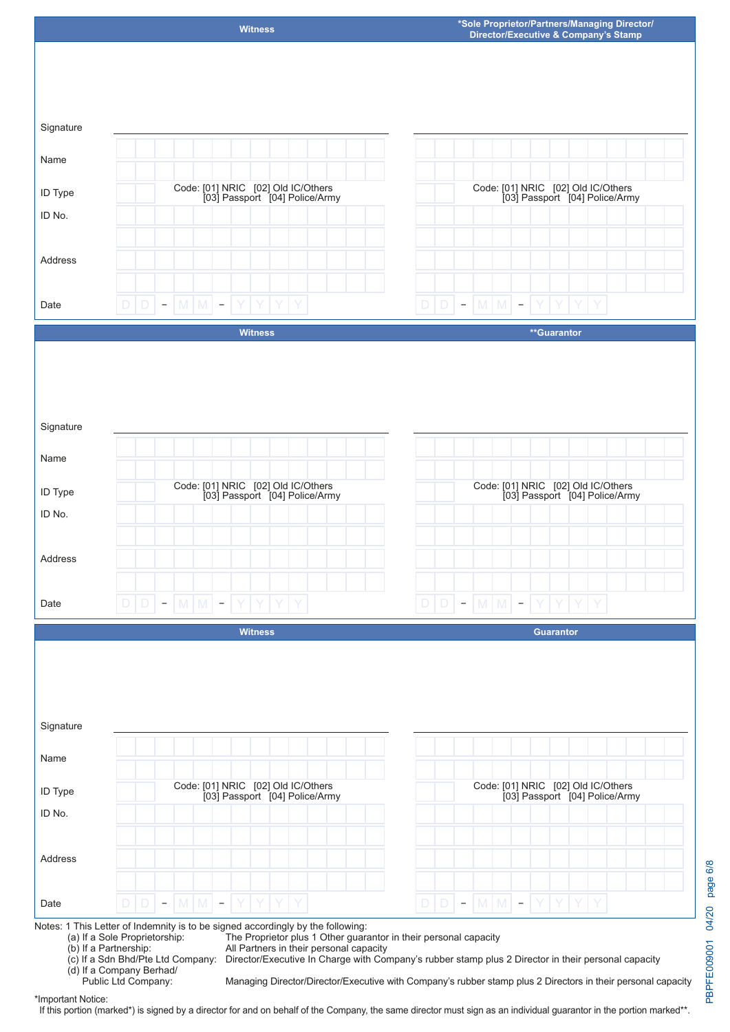| Witness | *Sole Proprietor/Partners/Managing Director/ Director/Executive & Company's Stamp |
|---|---|
| Signature | |
| Name | |
| ID Type — Code: [01] NRIC [02] Old IC/Others [03] Passport [04] Police/Army | Code: [01] NRIC [02] Old IC/Others [03] Passport [04] Police/Army |
| ID No. | |
| Address | |
| Date: DD - MM - YYYY | DD - MM - YYYY |

| Witness | **Guarantor |
|---|---|
| Signature | |
| Name | |
| ID Type — Code: [01] NRIC [02] Old IC/Others [03] Passport [04] Police/Army | Code: [01] NRIC [02] Old IC/Others [03] Passport [04] Police/Army |
| ID No. | |
| Address | |
| Date: DD - MM - YYYY | DD - MM - YYYY |

| Witness | Guarantor |
|---|---|
| Signature | |
| Name | |
| ID Type — Code: [01] NRIC [02] Old IC/Others [03] Passport [04] Police/Army | Code: [01] NRIC [02] Old IC/Others [03] Passport [04] Police/Army |
| ID No. | |
| Address | |
| Date: DD - MM - YYYY | DD - MM - YYYY |

Notes: 1 This Letter of Indemnity is to be signed accordingly by the following:

- (a) If a Sole Proprietorship: The Proprietor plus 1 Other guarantor in their personal capacity
- (b) If a Partnership: All Partners in their personal capacity
- (c) If a Sdn Bhd/Pte Ltd Company: Director/Executive In Charge with Company's rubber stamp plus 2 Director in their personal capacity
- (d) If a Company Berhad/ Public Ltd Company: Managing Director/Director/Executive with Company's rubber stamp plus 2 Directors in their personal capacity

*Important Notice:
If this portion (marked*) is signed by a director for and on behalf of the Company, the same director must sign as an individual guarantor in the portion marked**.

PBPFE009001 04/20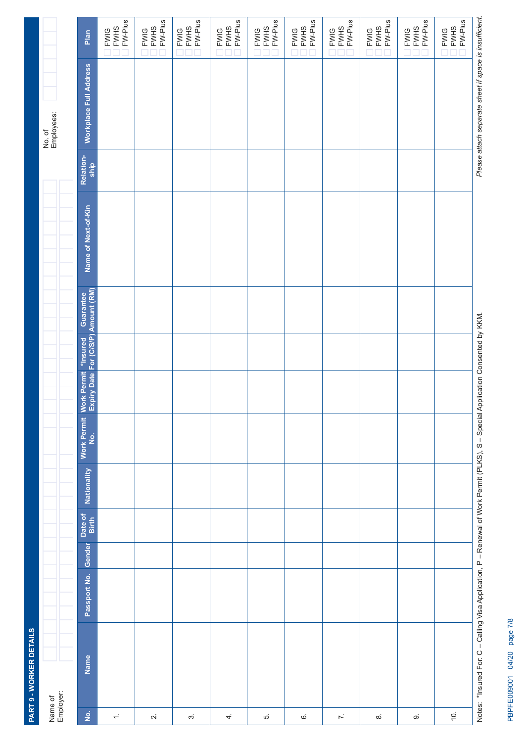## PART 9 - WORKER DETAILS

Name of Employer:

No. of Employees:

| No. | Name | Passport No. | Gender | Date of Birth | Nationality | Work Permit No. | Work Permit Expiry Date | *Insured For (C/S/P) | Guarantee Amount (RM) | Name of Next-of-Kin | Relation-ship | Workplace Full Address | Plan |
|---|---|---|---|---|---|---|---|---|---|---|---|---|---|
| 1. | | | | | | | | | | | | | ☐ FWIG ☐ FWHS ☐ FW-Plus |
| 2. | | | | | | | | | | | | | ☐ FWIG ☐ FWHS ☐ FW-Plus |
| 3. | | | | | | | | | | | | | ☐ FWIG ☐ FWHS ☐ FW-Plus |
| 4. | | | | | | | | | | | | | ☐ FWIG ☐ FWHS ☐ FW-Plus |
| 5. | | | | | | | | | | | | | ☐ FWIG ☐ FWHS ☐ FW-Plus |
| 6. | | | | | | | | | | | | | ☐ FWIG ☐ FWHS ☐ FW-Plus |
| 7. | | | | | | | | | | | | | ☐ FWIG ☐ FWHS ☐ FW-Plus |
| 8. | | | | | | | | | | | | | ☐ FWIG ☐ FWHS ☐ FW-Plus |
| 9. | | | | | | | | | | | | | ☐ FWIG ☐ FWHS ☐ FW-Plus |
| 10. | | | | | | | | | | | | | ☐ FWIG ☐ FWHS ☐ FW-Plus |

Notes: *Insured For: C – Calling Visa Application, P – Renewal of Work Permit (PLKS), S – Special Application Consented by KKM.

*Please attach separate sheet if space is insufficient.*

PBPFE009001 04/20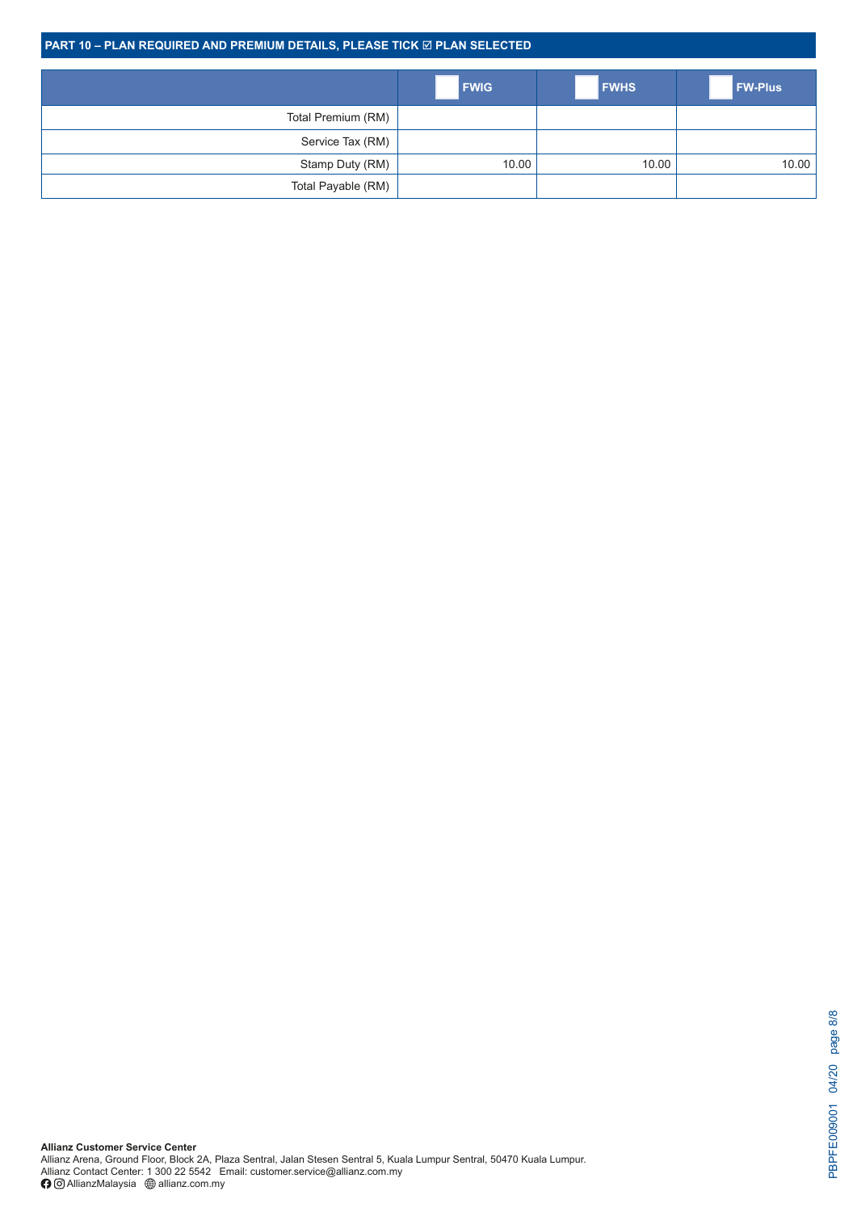## PART 10 – PLAN REQUIRED AND PREMIUM DETAILS, PLEASE TICK ☑ PLAN SELECTED

| | ☐ FWIG | ☐ FWHS | ☐ FW-Plus |
|---|---|---|---|
| Total Premium (RM) | | | |
| Service Tax (RM) | | | |
| Stamp Duty (RM) | 10.00 | 10.00 | 10.00 |
| Total Payable (RM) | | | |

**Allianz Customer Service Center**
Allianz Arena, Ground Floor, Block 2A, Plaza Sentral, Jalan Stesen Sentral 5, Kuala Lumpur Sentral, 50470 Kuala Lumpur.
Allianz Contact Center: 1 300 22 5542 Email: customer.service@allianz.com.my
AllianzMalaysia allianz.com.my

PBPFE009001 04/20